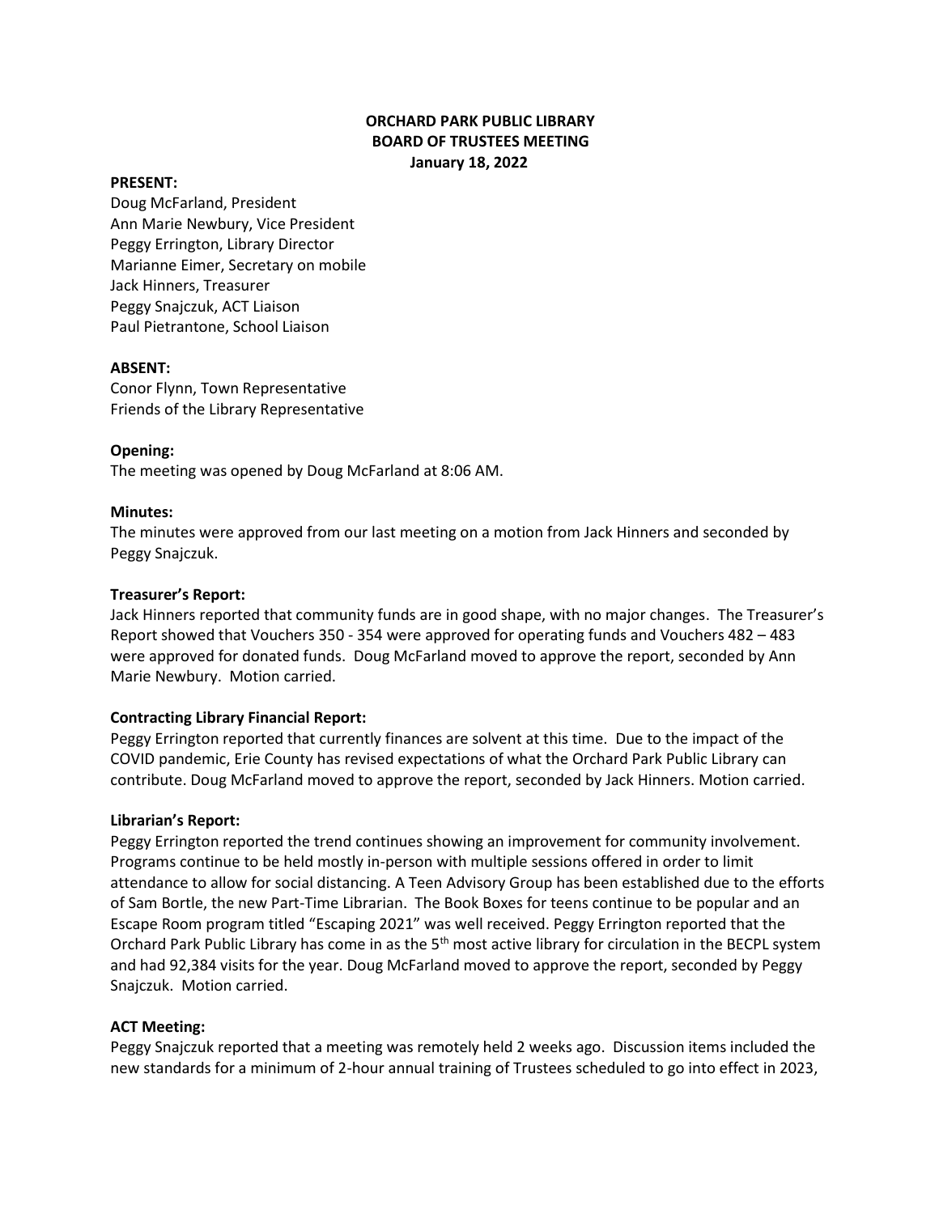# ORCHARD PARK PUBLIC LIBRARY
## BOARD OF TRUSTEES MEETING
### January 18, 2022

**PRESENT:**

Doug McFarland, President
Ann Marie Newbury, Vice President
Peggy Errington, Library Director
Marianne Eimer, Secretary on mobile
Jack Hinners, Treasurer
Peggy Snajczuk, ACT Liaison
Paul Pietrantone, School Liaison

**ABSENT:**

Conor Flynn, Town Representative
Friends of the Library Representative

**Opening:**

The meeting was opened by Doug McFarland at 8:06 AM.

**Minutes:**

The minutes were approved from our last meeting on a motion from Jack Hinners and seconded by Peggy Snajczuk.

**Treasurer's Report:**

Jack Hinners reported that community funds are in good shape, with no major changes. The Treasurer's Report showed that Vouchers 350 - 354 were approved for operating funds and Vouchers 482 – 483 were approved for donated funds. Doug McFarland moved to approve the report, seconded by Ann Marie Newbury. Motion carried.

**Contracting Library Financial Report:**

Peggy Errington reported that currently finances are solvent at this time. Due to the impact of the COVID pandemic, Erie County has revised expectations of what the Orchard Park Public Library can contribute. Doug McFarland moved to approve the report, seconded by Jack Hinners. Motion carried.

**Librarian's Report:**

Peggy Errington reported the trend continues showing an improvement for community involvement. Programs continue to be held mostly in-person with multiple sessions offered in order to limit attendance to allow for social distancing. A Teen Advisory Group has been established due to the efforts of Sam Bortle, the new Part-Time Librarian. The Book Boxes for teens continue to be popular and an Escape Room program titled "Escaping 2021" was well received. Peggy Errington reported that the Orchard Park Public Library has come in as the 5th most active library for circulation in the BECPL system and had 92,384 visits for the year. Doug McFarland moved to approve the report, seconded by Peggy Snajczuk. Motion carried.

**ACT Meeting:**

Peggy Snajczuk reported that a meeting was remotely held 2 weeks ago. Discussion items included the new standards for a minimum of 2-hour annual training of Trustees scheduled to go into effect in 2023,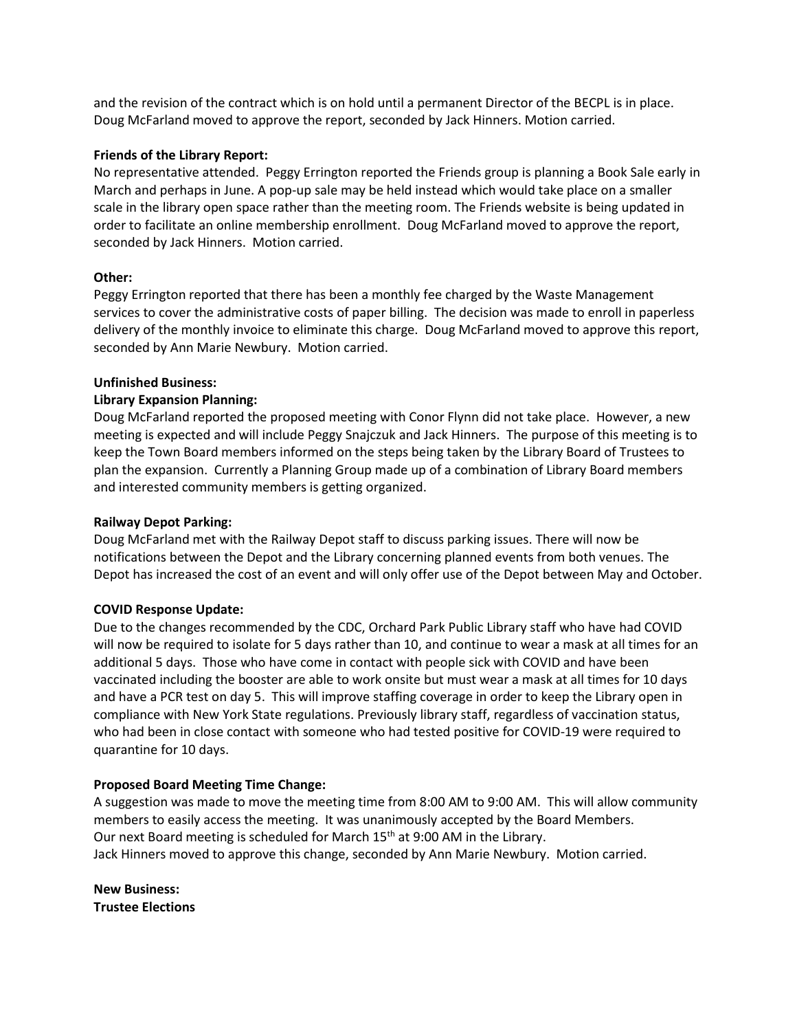and the revision of the contract which is on hold until a permanent Director of the BECPL is in place. Doug McFarland moved to approve the report, seconded by Jack Hinners. Motion carried.

**Friends of the Library Report:**
No representative attended. Peggy Errington reported the Friends group is planning a Book Sale early in March and perhaps in June. A pop-up sale may be held instead which would take place on a smaller scale in the library open space rather than the meeting room. The Friends website is being updated in order to facilitate an online membership enrollment. Doug McFarland moved to approve the report, seconded by Jack Hinners. Motion carried.

**Other:**
Peggy Errington reported that there has been a monthly fee charged by the Waste Management services to cover the administrative costs of paper billing. The decision was made to enroll in paperless delivery of the monthly invoice to eliminate this charge. Doug McFarland moved to approve this report, seconded by Ann Marie Newbury. Motion carried.

**Unfinished Business:**
**Library Expansion Planning:**
Doug McFarland reported the proposed meeting with Conor Flynn did not take place. However, a new meeting is expected and will include Peggy Snajczuk and Jack Hinners. The purpose of this meeting is to keep the Town Board members informed on the steps being taken by the Library Board of Trustees to plan the expansion. Currently a Planning Group made up of a combination of Library Board members and interested community members is getting organized.

**Railway Depot Parking:**
Doug McFarland met with the Railway Depot staff to discuss parking issues. There will now be notifications between the Depot and the Library concerning planned events from both venues. The Depot has increased the cost of an event and will only offer use of the Depot between May and October.

**COVID Response Update:**
Due to the changes recommended by the CDC, Orchard Park Public Library staff who have had COVID will now be required to isolate for 5 days rather than 10, and continue to wear a mask at all times for an additional 5 days. Those who have come in contact with people sick with COVID and have been vaccinated including the booster are able to work onsite but must wear a mask at all times for 10 days and have a PCR test on day 5. This will improve staffing coverage in order to keep the Library open in compliance with New York State regulations. Previously library staff, regardless of vaccination status, who had been in close contact with someone who had tested positive for COVID-19 were required to quarantine for 10 days.

**Proposed Board Meeting Time Change:**
A suggestion was made to move the meeting time from 8:00 AM to 9:00 AM. This will allow community members to easily access the meeting. It was unanimously accepted by the Board Members.
Our next Board meeting is scheduled for March 15th at 9:00 AM in the Library.
Jack Hinners moved to approve this change, seconded by Ann Marie Newbury. Motion carried.

**New Business:**
**Trustee Elections**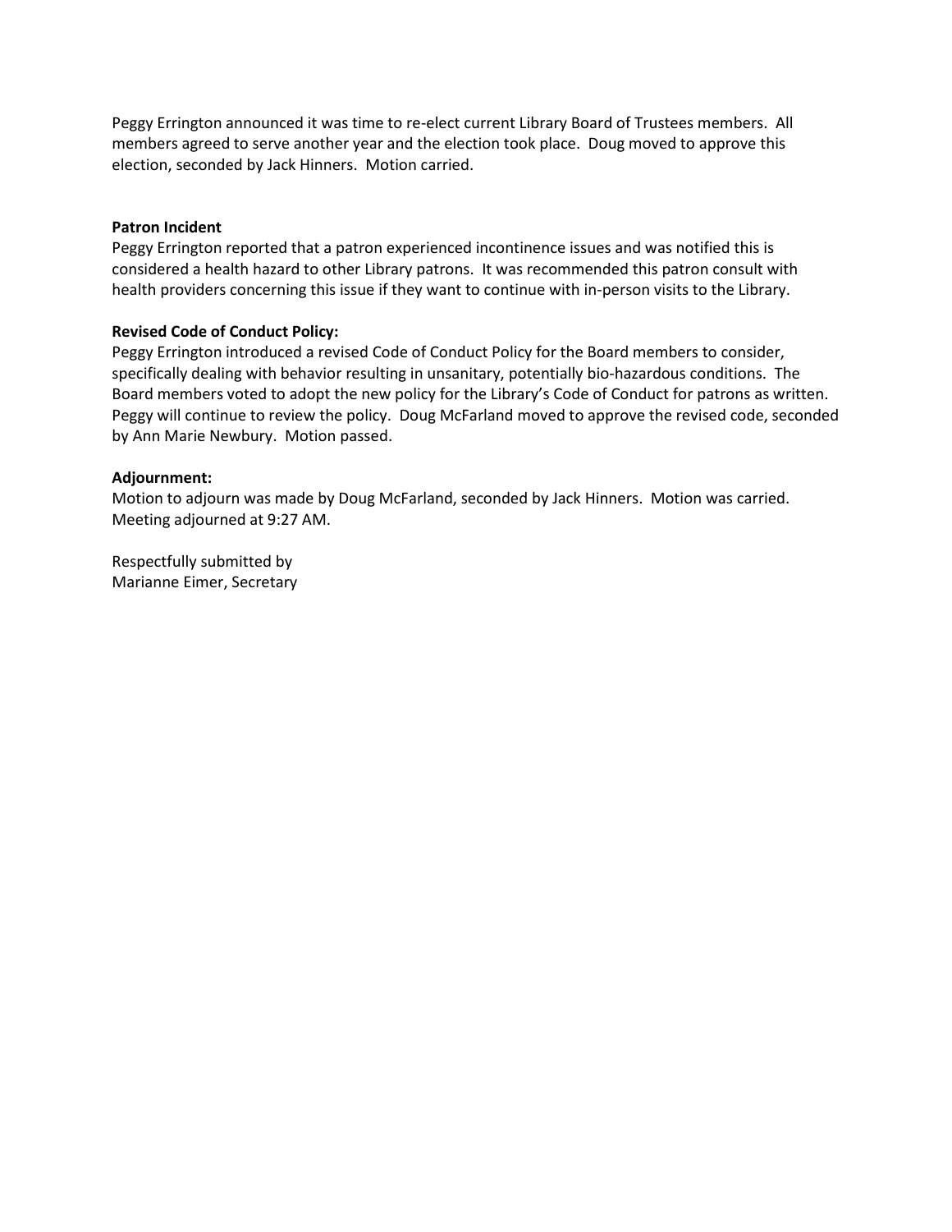Peggy Errington announced it was time to re-elect current Library Board of Trustees members. All members agreed to serve another year and the election took place. Doug moved to approve this election, seconded by Jack Hinners. Motion carried.

**Patron Incident**

Peggy Errington reported that a patron experienced incontinence issues and was notified this is considered a health hazard to other Library patrons. It was recommended this patron consult with health providers concerning this issue if they want to continue with in-person visits to the Library.

**Revised Code of Conduct Policy:**

Peggy Errington introduced a revised Code of Conduct Policy for the Board members to consider, specifically dealing with behavior resulting in unsanitary, potentially bio-hazardous conditions. The Board members voted to adopt the new policy for the Library's Code of Conduct for patrons as written. Peggy will continue to review the policy. Doug McFarland moved to approve the revised code, seconded by Ann Marie Newbury. Motion passed.

**Adjournment:**

Motion to adjourn was made by Doug McFarland, seconded by Jack Hinners. Motion was carried. Meeting adjourned at 9:27 AM.

Respectfully submitted by
Marianne Eimer, Secretary